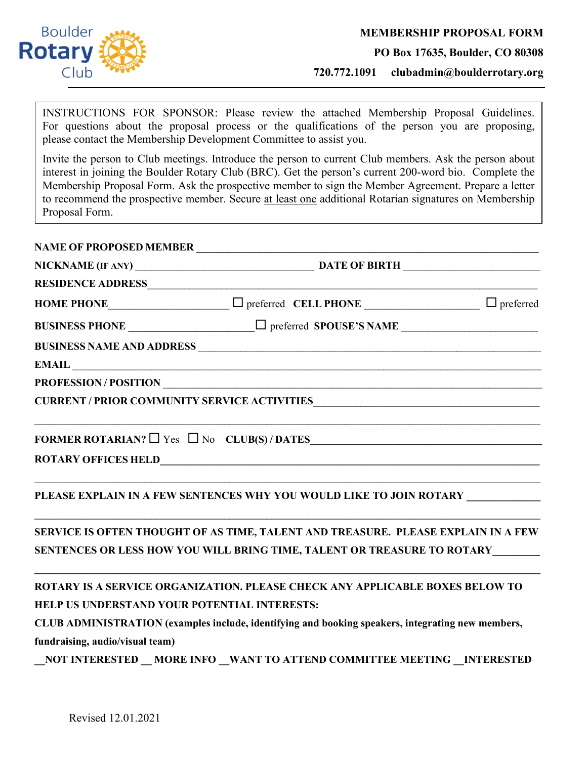Boulder Rotary Club

**MEMBERSHIP PROPOSAL FORM**

**PO Box 17635, Boulder, CO 80308**

**720.772.1091 clubadmin@boulderrotary.org**

---

INSTRUCTIONS FOR SPONSOR: Please review the attached Membership Proposal Guidelines. For questions about the proposal process or the qualifications of the person you are proposing, please contact the Membership Development Committee to assist you.

Invite the person to Club meetings. Introduce the person to current Club members. Ask the person about interest in joining the Boulder Rotary Club (BRC). Get the person's current 200-word bio. Complete the Membership Proposal Form. Ask the prospective member to sign the Member Agreement. Prepare a letter to recommend the prospective member. Secure at least one additional Rotarian signatures on Membership Proposal Form.

**NAME OF PROPOSED MEMBER** ____________________________________________

**NICKNAME (IF ANY)** ______________________ **DATE OF BIRTH** ________________

**RESIDENCE ADDRESS** ____________________________________________

**HOME PHONE** ________________ ☐ preferred **CELL PHONE** ________________ ☐ preferred

**BUSINESS PHONE** ________________ ☐ preferred **SPOUSE'S NAME** ________________

**BUSINESS NAME AND ADDRESS** ____________________________________________

**EMAIL** ____________________________________________

**PROFESSION / POSITION** ____________________________________________

**CURRENT / PRIOR COMMUNITY SERVICE ACTIVITIES** ______________________________

____________________________________________

**FORMER ROTARIAN?** ☐ Yes ☐ No **CLUB(S) / DATES** ______________________________

**ROTARY OFFICES HELD** ____________________________________________

____________________________________________

**PLEASE EXPLAIN IN A FEW SENTENCES WHY YOU WOULD LIKE TO JOIN ROTARY** __________

____________________________________________

**SERVICE IS OFTEN THOUGHT OF AS TIME, TALENT AND TREASURE. PLEASE EXPLAIN IN A FEW SENTENCES OR LESS HOW YOU WILL BRING TIME, TALENT OR TREASURE TO ROTARY** ________

____________________________________________

**ROTARY IS A SERVICE ORGANIZATION. PLEASE CHECK ANY APPLICABLE BOXES BELOW TO HELP US UNDERSTAND YOUR POTENTIAL INTERESTS:**

**CLUB ADMINISTRATION (examples include, identifying and booking speakers, integrating new members, fundraising, audio/visual team)**

**__NOT INTERESTED __ MORE INFO __WANT TO ATTEND COMMITTEE MEETING __INTERESTED**

Revised 12.01.2021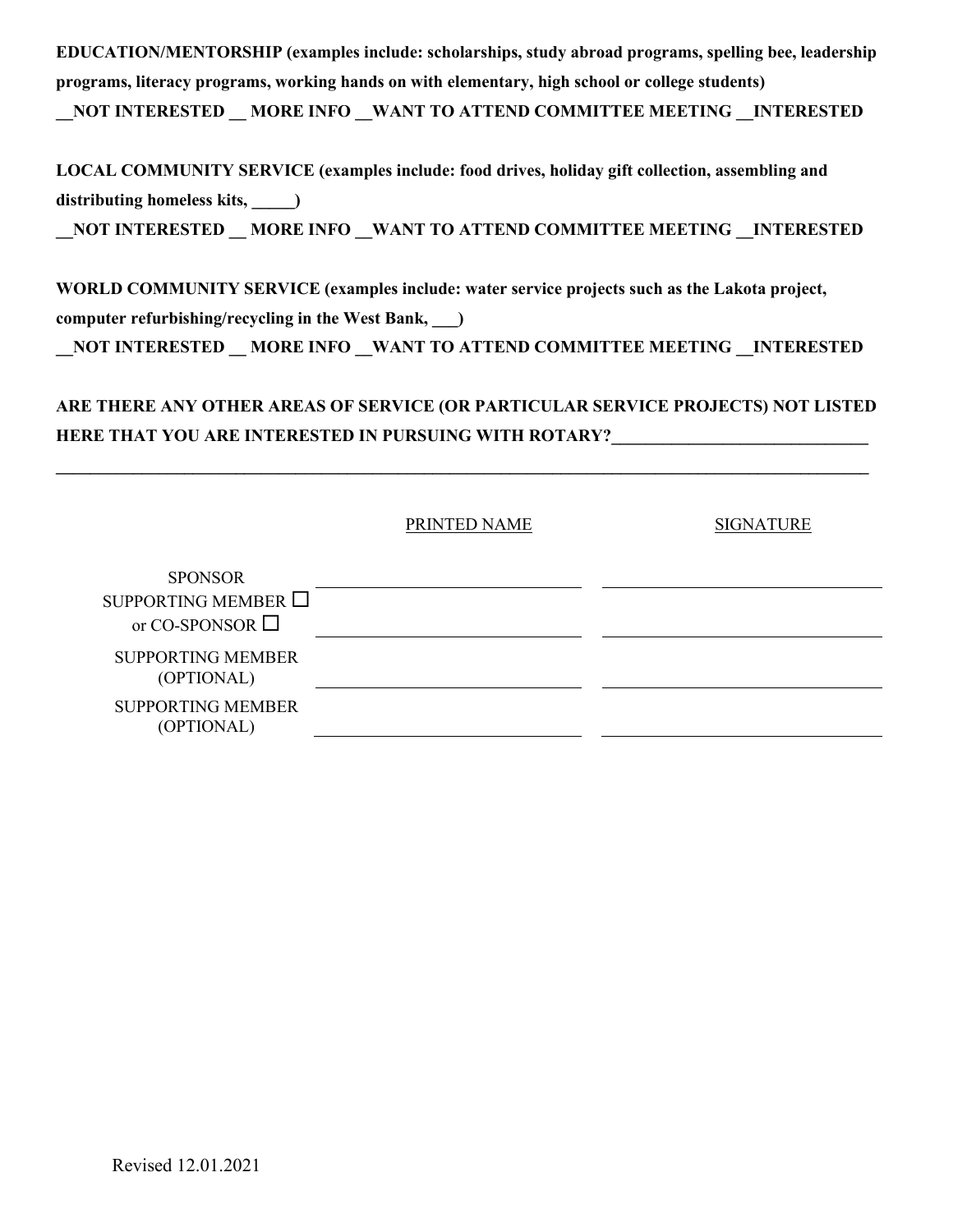**EDUCATION/MENTORSHIP (examples include: scholarships, study abroad programs, spelling bee, leadership programs, literacy programs, working hands on with elementary, high school or college students)**

**__NOT INTERESTED __ MORE INFO __WANT TO ATTEND COMMITTEE MEETING __INTERESTED**

**LOCAL COMMUNITY SERVICE (examples include: food drives, holiday gift collection, assembling and distributing homeless kits, _____)**

**__NOT INTERESTED __ MORE INFO __WANT TO ATTEND COMMITTEE MEETING __INTERESTED**

**WORLD COMMUNITY SERVICE (examples include: water service projects such as the Lakota project, computer refurbishing/recycling in the West Bank, ___)**

**__NOT INTERESTED __ MORE INFO __WANT TO ATTEND COMMITTEE MEETING __INTERESTED**

**ARE THERE ANY OTHER AREAS OF SERVICE (OR PARTICULAR SERVICE PROJECTS) NOT LISTED HERE THAT YOU ARE INTERESTED IN PURSUING WITH ROTARY?______________________________**

**____________________________________________________________________________________________________**

| | PRINTED NAME | SIGNATURE |
|---|---|---|
| SPONSOR | ______________________ | ______________________ |
| SUPPORTING MEMBER ☐ or CO-SPONSOR ☐ | ______________________ | ______________________ |
| SUPPORTING MEMBER (OPTIONAL) | ______________________ | ______________________ |
| SUPPORTING MEMBER (OPTIONAL) | ______________________ | ______________________ |

Revised 12.01.2021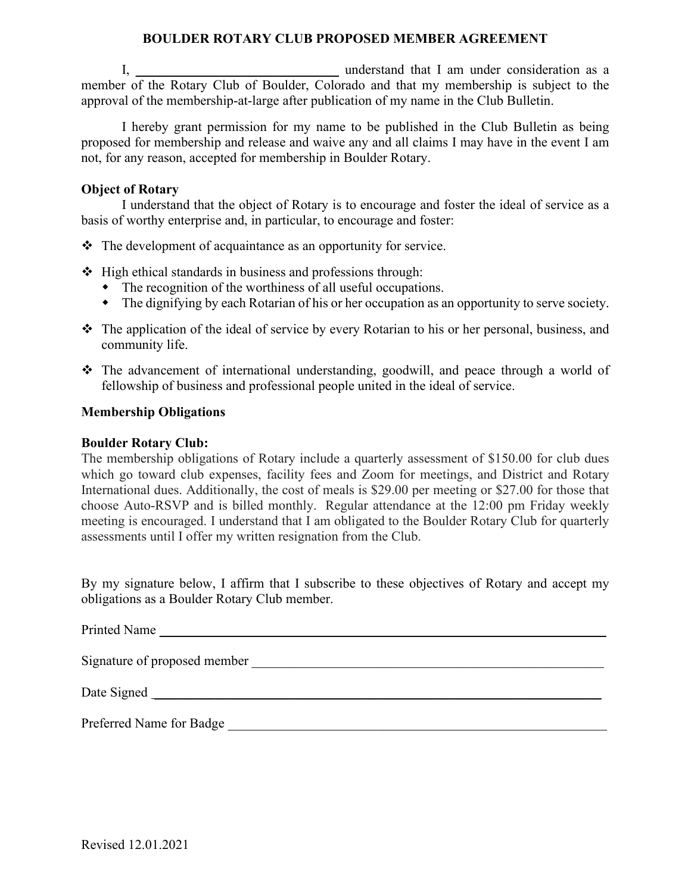# BOULDER ROTARY CLUB PROPOSED MEMBER AGREEMENT

I, ______________________________ understand that I am under consideration as a member of the Rotary Club of Boulder, Colorado and that my membership is subject to the approval of the membership-at-large after publication of my name in the Club Bulletin.

I hereby grant permission for my name to be published in the Club Bulletin as being proposed for membership and release and waive any and all claims I may have in the event I am not, for any reason, accepted for membership in Boulder Rotary.

**Object of Rotary**

I understand that the object of Rotary is to encourage and foster the ideal of service as a basis of worthy enterprise and, in particular, to encourage and foster:

- The development of acquaintance as an opportunity for service.
- High ethical standards in business and professions through:
  - The recognition of the worthiness of all useful occupations.
  - The dignifying by each Rotarian of his or her occupation as an opportunity to serve society.
- The application of the ideal of service by every Rotarian to his or her personal, business, and community life.
- The advancement of international understanding, goodwill, and peace through a world of fellowship of business and professional people united in the ideal of service.

**Membership Obligations**

**Boulder Rotary Club:**

The membership obligations of Rotary include a quarterly assessment of $150.00 for club dues which go toward club expenses, facility fees and Zoom for meetings, and District and Rotary International dues. Additionally, the cost of meals is $29.00 per meeting or $27.00 for those that choose Auto-RSVP and is billed monthly. Regular attendance at the 12:00 pm Friday weekly meeting is encouraged. I understand that I am obligated to the Boulder Rotary Club for quarterly assessments until I offer my written resignation from the Club.

By my signature below, I affirm that I subscribe to these objectives of Rotary and accept my obligations as a Boulder Rotary Club member.

Printed Name ______________________________________________

Signature of proposed member ______________________________________________

Date Signed ______________________________________________

Preferred Name for Badge ______________________________________________

Revised 12.01.2021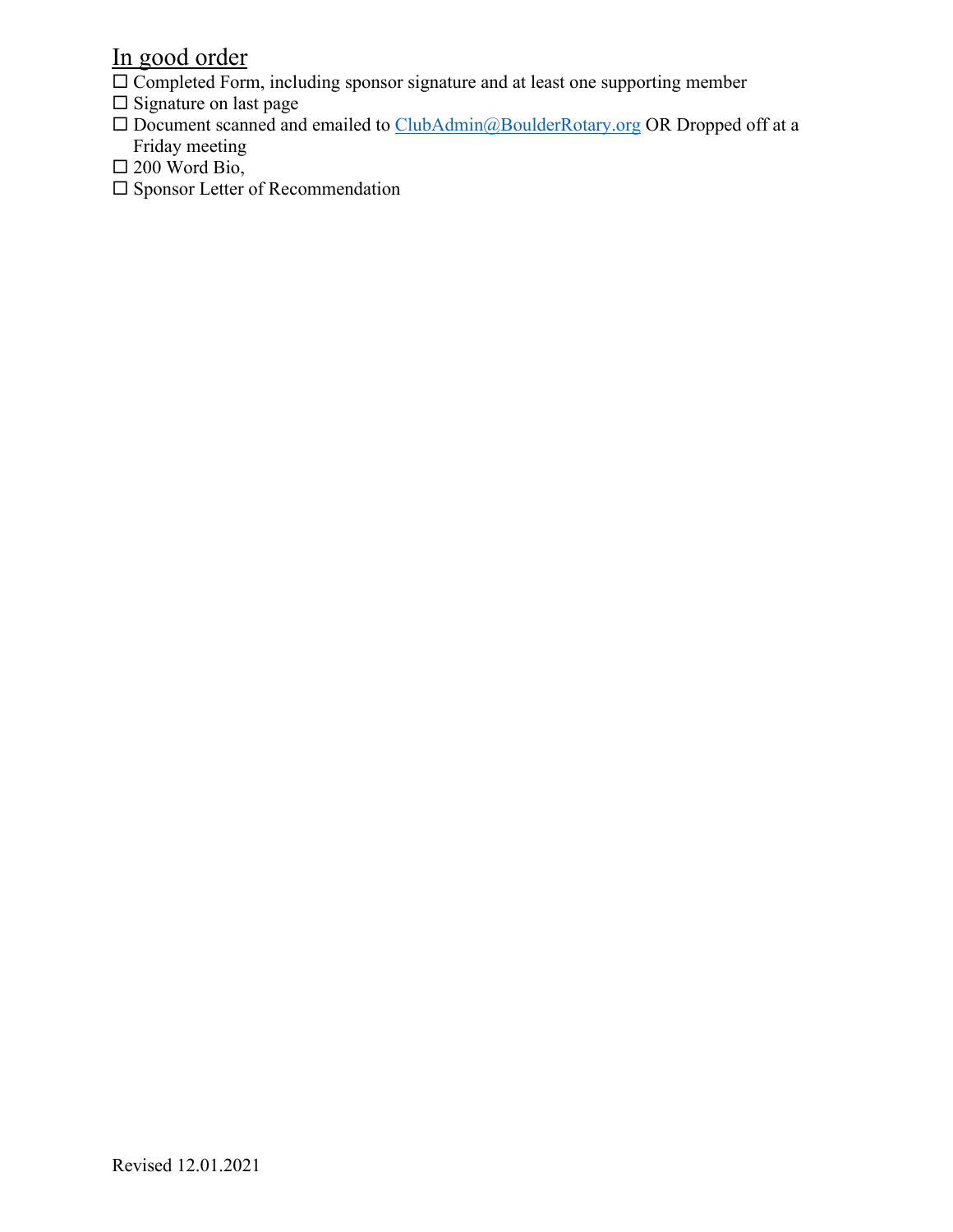In good order

- ☐ Completed Form, including sponsor signature and at least one supporting member
- ☐ Signature on last page
- ☐ Document scanned and emailed to ClubAdmin@BoulderRotary.org OR Dropped off at a Friday meeting
- ☐ 200 Word Bio,
- ☐ Sponsor Letter of Recommendation

Revised 12.01.2021